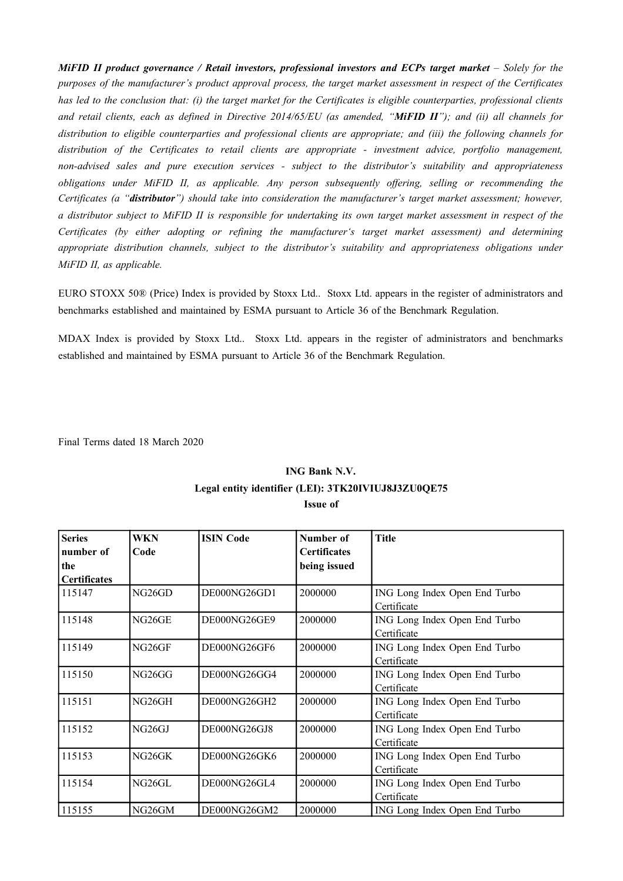***MiFID II product governance / Retail investors, professional investors and ECPs target market** – Solely for the purposes of the manufacturer's product approval process, the target market assessment in respect of the Certificates has led to the conclusion that: (i) the target market for the Certificates is eligible counterparties, professional clients and retail clients, each as defined in Directive 2014/65/EU (as amended, "**MiFID II**"); and (ii) all channels for distribution to eligible counterparties and professional clients are appropriate; and (iii) the following channels for distribution of the Certificates to retail clients are appropriate - investment advice, portfolio management, non-advised sales and pure execution services - subject to the distributor's suitability and appropriateness obligations under MiFID II, as applicable. Any person subsequently offering, selling or recommending the Certificates (a "**distributor**") should take into consideration the manufacturer's target market assessment; however, a distributor subject to MiFID II is responsible for undertaking its own target market assessment in respect of the Certificates (by either adopting or refining the manufacturer's target market assessment) and determining appropriate distribution channels, subject to the distributor's suitability and appropriateness obligations under MiFID II, as applicable.*

EURO STOXX 50® (Price) Index is provided by Stoxx Ltd.. Stoxx Ltd. appears in the register of administrators and benchmarks established and maintained by ESMA pursuant to Article 36 of the Benchmark Regulation.

MDAX Index is provided by Stoxx Ltd.. Stoxx Ltd. appears in the register of administrators and benchmarks established and maintained by ESMA pursuant to Article 36 of the Benchmark Regulation.

Final Terms dated 18 March 2020

**ING Bank N.V.**
**Legal entity identifier (LEI): 3TK20IVIUJ8J3ZU0QE75**
**Issue of**

| **Series number of the Certificates** | **WKN Code** | **ISIN Code** | **Number of Certificates being issued** | **Title** |
|---|---|---|---|---|
| 115147 | NG26GD | DE000NG26GD1 | 2000000 | ING Long Index Open End Turbo Certificate |
| 115148 | NG26GE | DE000NG26GE9 | 2000000 | ING Long Index Open End Turbo Certificate |
| 115149 | NG26GF | DE000NG26GF6 | 2000000 | ING Long Index Open End Turbo Certificate |
| 115150 | NG26GG | DE000NG26GG4 | 2000000 | ING Long Index Open End Turbo Certificate |
| 115151 | NG26GH | DE000NG26GH2 | 2000000 | ING Long Index Open End Turbo Certificate |
| 115152 | NG26GJ | DE000NG26GJ8 | 2000000 | ING Long Index Open End Turbo Certificate |
| 115153 | NG26GK | DE000NG26GK6 | 2000000 | ING Long Index Open End Turbo Certificate |
| 115154 | NG26GL | DE000NG26GL4 | 2000000 | ING Long Index Open End Turbo Certificate |
| 115155 | NG26GM | DE000NG26GM2 | 2000000 | ING Long Index Open End Turbo |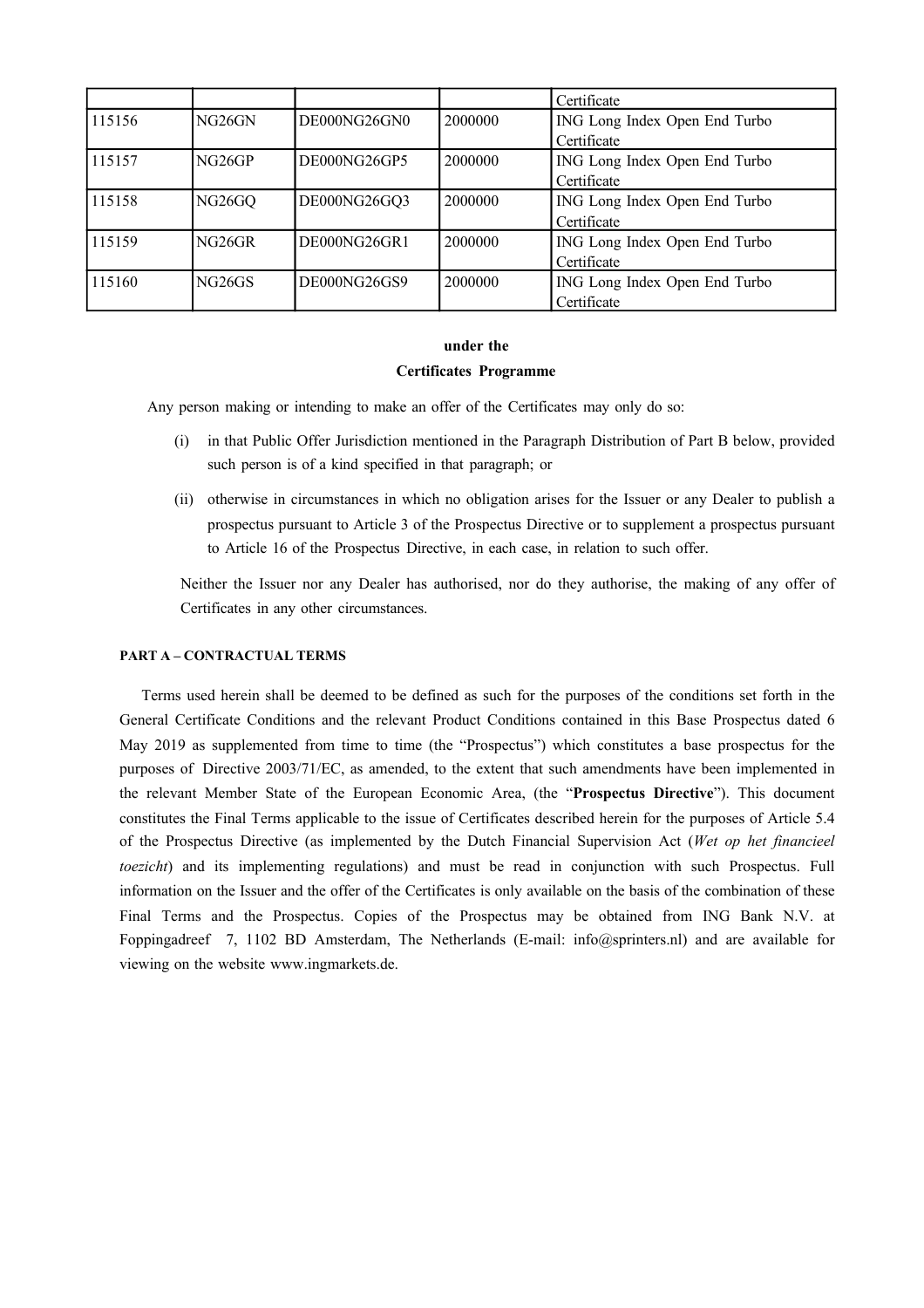| | | | | Certificate |
|---|---|---|---|---|
| 115156 | NG26GN | DE000NG26GN0 | 2000000 | ING Long Index Open End Turbo Certificate |
| 115157 | NG26GP | DE000NG26GP5 | 2000000 | ING Long Index Open End Turbo Certificate |
| 115158 | NG26GQ | DE000NG26GQ3 | 2000000 | ING Long Index Open End Turbo Certificate |
| 115159 | NG26GR | DE000NG26GR1 | 2000000 | ING Long Index Open End Turbo Certificate |
| 115160 | NG26GS | DE000NG26GS9 | 2000000 | ING Long Index Open End Turbo Certificate |

**under the**

**Certificates Programme**

Any person making or intending to make an offer of the Certificates may only do so:

(i) in that Public Offer Jurisdiction mentioned in the Paragraph Distribution of Part B below, provided such person is of a kind specified in that paragraph; or

(ii) otherwise in circumstances in which no obligation arises for the Issuer or any Dealer to publish a prospectus pursuant to Article 3 of the Prospectus Directive or to supplement a prospectus pursuant to Article 16 of the Prospectus Directive, in each case, in relation to such offer.

Neither the Issuer nor any Dealer has authorised, nor do they authorise, the making of any offer of Certificates in any other circumstances.

**PART A – CONTRACTUAL TERMS**

Terms used herein shall be deemed to be defined as such for the purposes of the conditions set forth in the General Certificate Conditions and the relevant Product Conditions contained in this Base Prospectus dated 6 May 2019 as supplemented from time to time (the "Prospectus") which constitutes a base prospectus for the purposes of Directive 2003/71/EC, as amended, to the extent that such amendments have been implemented in the relevant Member State of the European Economic Area, (the "**Prospectus Directive**"). This document constitutes the Final Terms applicable to the issue of Certificates described herein for the purposes of Article 5.4 of the Prospectus Directive (as implemented by the Dutch Financial Supervision Act (*Wet op het financieel toezicht*) and its implementing regulations) and must be read in conjunction with such Prospectus. Full information on the Issuer and the offer of the Certificates is only available on the basis of the combination of these Final Terms and the Prospectus. Copies of the Prospectus may be obtained from ING Bank N.V. at Foppingadreef 7, 1102 BD Amsterdam, The Netherlands (E-mail: info@sprinters.nl) and are available for viewing on the website www.ingmarkets.de.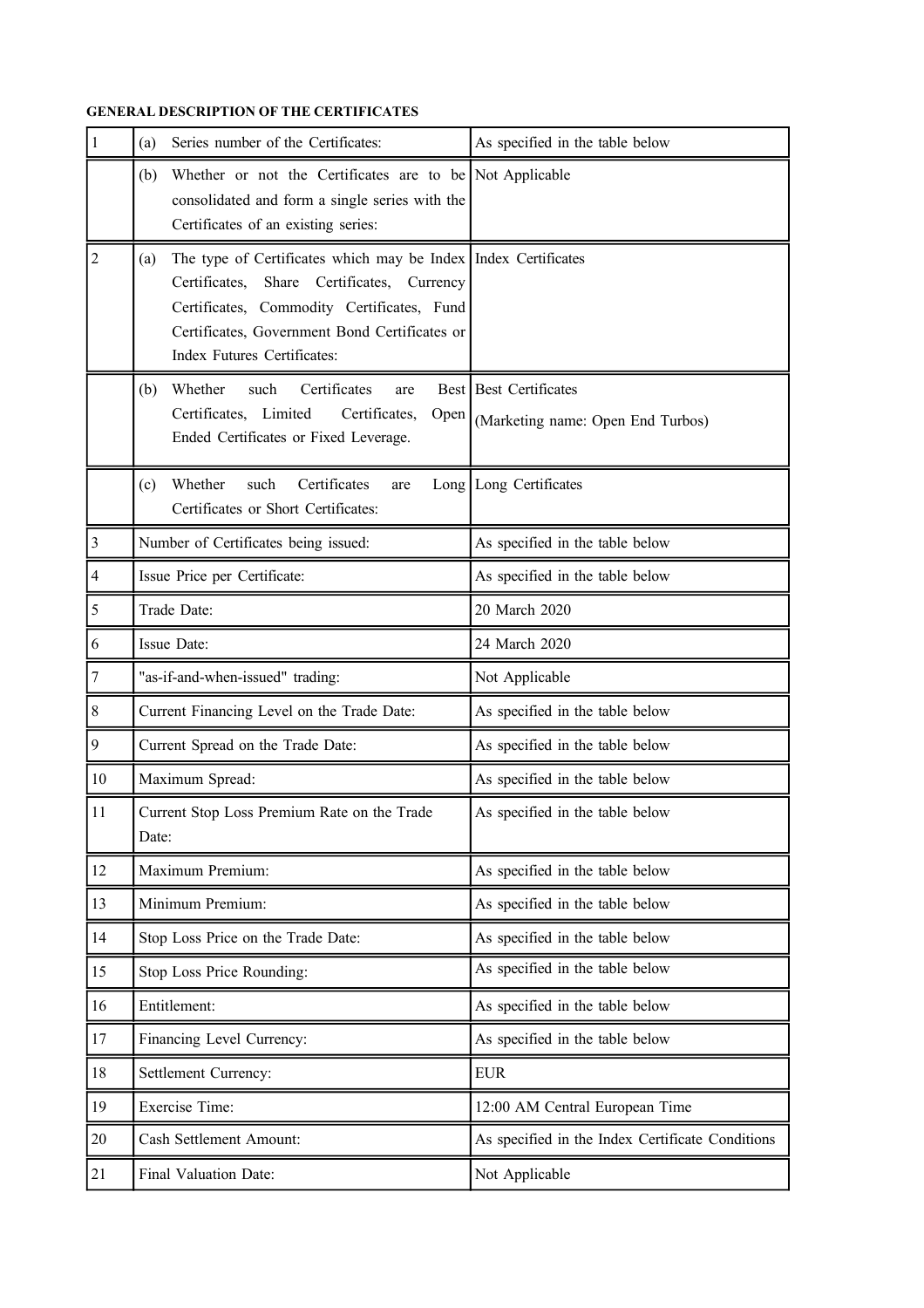**GENERAL DESCRIPTION OF THE CERTIFICATES**

| | | |
|---|---|---|
| 1 | (a) Series number of the Certificates: | As specified in the table below |
| | (b) Whether or not the Certificates are to be consolidated and form a single series with the Certificates of an existing series: | Not Applicable |
| 2 | (a) The type of Certificates which may be Index Certificates, Share Certificates, Currency Certificates, Commodity Certificates, Fund Certificates, Government Bond Certificates or Index Futures Certificates: | Index Certificates |
| | (b) Whether such Certificates are Best Certificates, Limited Certificates, Open Ended Certificates or Fixed Leverage. | Best Certificates<br>(Marketing name: Open End Turbos) |
| | (c) Whether such Certificates are Long Certificates or Short Certificates: | Long Certificates |
| 3 | Number of Certificates being issued: | As specified in the table below |
| 4 | Issue Price per Certificate: | As specified in the table below |
| 5 | Trade Date: | 20 March 2020 |
| 6 | Issue Date: | 24 March 2020 |
| 7 | "as-if-and-when-issued" trading: | Not Applicable |
| 8 | Current Financing Level on the Trade Date: | As specified in the table below |
| 9 | Current Spread on the Trade Date: | As specified in the table below |
| 10 | Maximum Spread: | As specified in the table below |
| 11 | Current Stop Loss Premium Rate on the Trade Date: | As specified in the table below |
| 12 | Maximum Premium: | As specified in the table below |
| 13 | Minimum Premium: | As specified in the table below |
| 14 | Stop Loss Price on the Trade Date: | As specified in the table below |
| 15 | Stop Loss Price Rounding: | As specified in the table below |
| 16 | Entitlement: | As specified in the table below |
| 17 | Financing Level Currency: | As specified in the table below |
| 18 | Settlement Currency: | EUR |
| 19 | Exercise Time: | 12:00 AM Central European Time |
| 20 | Cash Settlement Amount: | As specified in the Index Certificate Conditions |
| 21 | Final Valuation Date: | Not Applicable |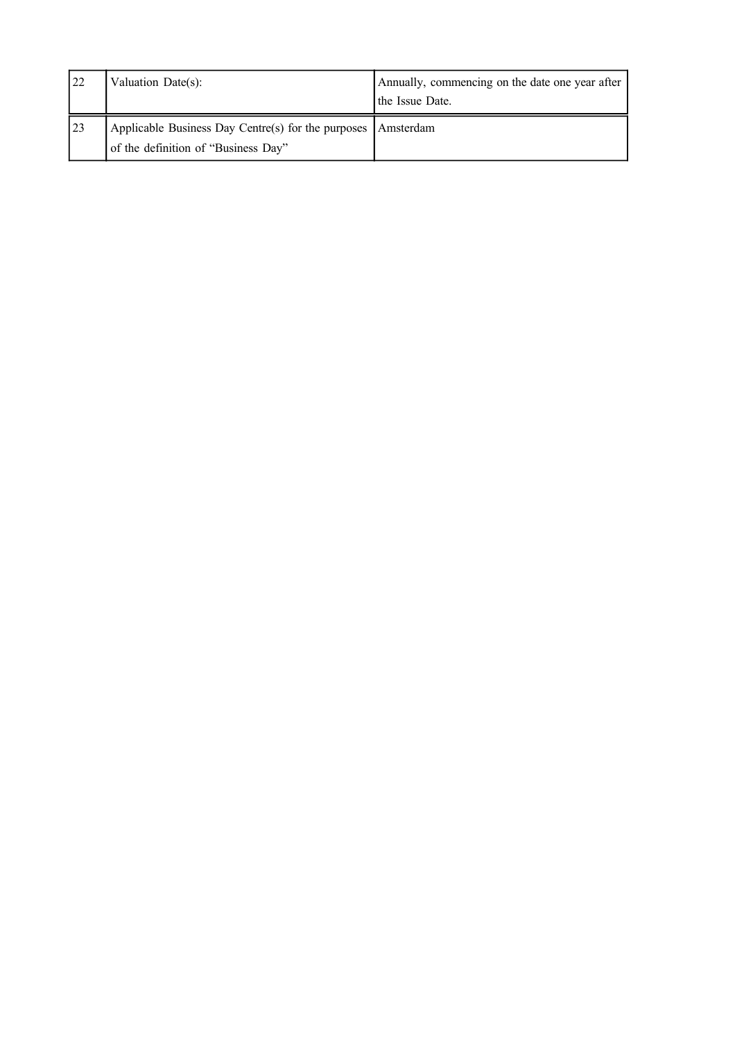| | | |
|---|---|---|
| 22 | Valuation Date(s): | Annually, commencing on the date one year after the Issue Date. |
| 23 | Applicable Business Day Centre(s) for the purposes of the definition of "Business Day" | Amsterdam |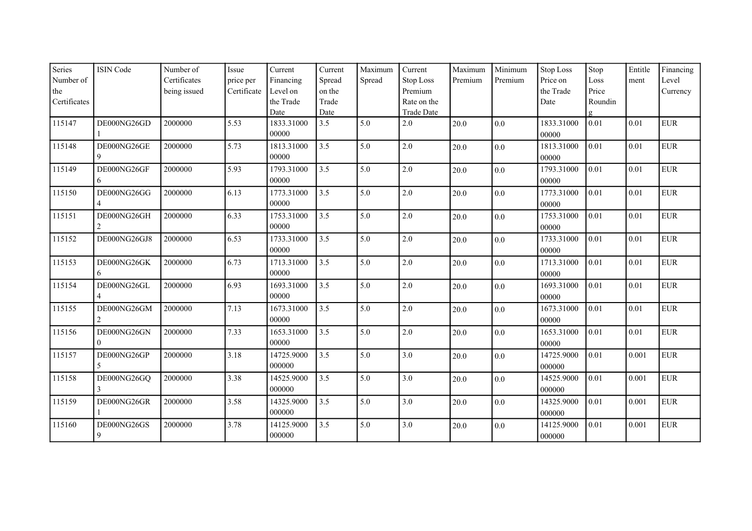| Series Number of the Certificates | ISIN Code | Number of Certificates being issued | Issue price per Certificate | Current Financing Level on the Trade Date | Current Spread on the Trade Date | Maximum Spread | Current Stop Loss Premium Rate on the Trade Date | Maximum Premium | Minimum Premium | Stop Loss Price on the Trade Date | Stop Loss Price Rounding | Entitlement | Financing Level Currency |
|---|---|---|---|---|---|---|---|---|---|---|---|---|---|
| 115147 | DE000NG26GD1 | 2000000 | 5.53 | 1833.3100000000 | 3.5 | 5.0 | 2.0 | 20.0 | 0.0 | 1833.3100000000 | 0.01 | 0.01 | EUR |
| 115148 | DE000NG26GE9 | 2000000 | 5.73 | 1813.3100000000 | 3.5 | 5.0 | 2.0 | 20.0 | 0.0 | 1813.3100000000 | 0.01 | 0.01 | EUR |
| 115149 | DE000NG26GF6 | 2000000 | 5.93 | 1793.3100000000 | 3.5 | 5.0 | 2.0 | 20.0 | 0.0 | 1793.3100000000 | 0.01 | 0.01 | EUR |
| 115150 | DE000NG26GG4 | 2000000 | 6.13 | 1773.3100000000 | 3.5 | 5.0 | 2.0 | 20.0 | 0.0 | 1773.3100000000 | 0.01 | 0.01 | EUR |
| 115151 | DE000NG26GH2 | 2000000 | 6.33 | 1753.3100000000 | 3.5 | 5.0 | 2.0 | 20.0 | 0.0 | 1753.3100000000 | 0.01 | 0.01 | EUR |
| 115152 | DE000NG26GJ8 | 2000000 | 6.53 | 1733.3100000000 | 3.5 | 5.0 | 2.0 | 20.0 | 0.0 | 1733.3100000000 | 0.01 | 0.01 | EUR |
| 115153 | DE000NG26GK6 | 2000000 | 6.73 | 1713.3100000000 | 3.5 | 5.0 | 2.0 | 20.0 | 0.0 | 1713.3100000000 | 0.01 | 0.01 | EUR |
| 115154 | DE000NG26GL4 | 2000000 | 6.93 | 1693.3100000000 | 3.5 | 5.0 | 2.0 | 20.0 | 0.0 | 1693.3100000000 | 0.01 | 0.01 | EUR |
| 115155 | DE000NG26GM2 | 2000000 | 7.13 | 1673.3100000000 | 3.5 | 5.0 | 2.0 | 20.0 | 0.0 | 1673.3100000000 | 0.01 | 0.01 | EUR |
| 115156 | DE000NG26GN0 | 2000000 | 7.33 | 1653.3100000000 | 3.5 | 5.0 | 2.0 | 20.0 | 0.0 | 1653.3100000000 | 0.01 | 0.01 | EUR |
| 115157 | DE000NG26GP5 | 2000000 | 3.18 | 14725.9000000000 | 3.5 | 5.0 | 3.0 | 20.0 | 0.0 | 14725.9000000000 | 0.01 | 0.001 | EUR |
| 115158 | DE000NG26GQ3 | 2000000 | 3.38 | 14525.9000000000 | 3.5 | 5.0 | 3.0 | 20.0 | 0.0 | 14525.9000000000 | 0.01 | 0.001 | EUR |
| 115159 | DE000NG26GR1 | 2000000 | 3.58 | 14325.9000000000 | 3.5 | 5.0 | 3.0 | 20.0 | 0.0 | 14325.9000000000 | 0.01 | 0.001 | EUR |
| 115160 | DE000NG26GS9 | 2000000 | 3.78 | 14125.9000000000 | 3.5 | 5.0 | 3.0 | 20.0 | 0.0 | 14125.9000000000 | 0.01 | 0.001 | EUR |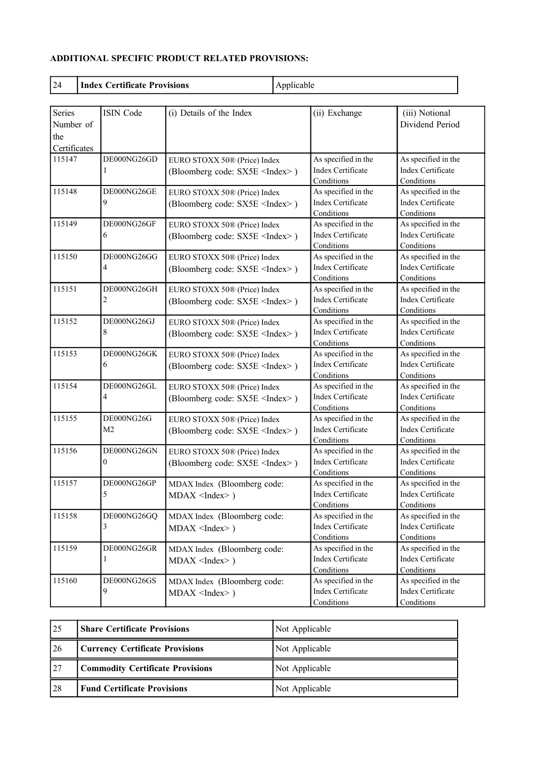**ADDITIONAL SPECIFIC PRODUCT RELATED PROVISIONS:**

| 24 | **Index Certificate Provisions** | Applicable |
|---|---|---|

| Series Number of the Certificates | ISIN Code | (i) Details of the Index | (ii) Exchange | (iii) Notional Dividend Period |
|---|---|---|---|---|
| 115147 | DE000NG26GD1 | EURO STOXX 50® (Price) Index (Bloomberg code: SX5E <Index> ) | As specified in the Index Certificate Conditions | As specified in the Index Certificate Conditions |
| 115148 | DE000NG26GE9 | EURO STOXX 50® (Price) Index (Bloomberg code: SX5E <Index> ) | As specified in the Index Certificate Conditions | As specified in the Index Certificate Conditions |
| 115149 | DE000NG26GF6 | EURO STOXX 50® (Price) Index (Bloomberg code: SX5E <Index> ) | As specified in the Index Certificate Conditions | As specified in the Index Certificate Conditions |
| 115150 | DE000NG26GG4 | EURO STOXX 50® (Price) Index (Bloomberg code: SX5E <Index> ) | As specified in the Index Certificate Conditions | As specified in the Index Certificate Conditions |
| 115151 | DE000NG26GH2 | EURO STOXX 50® (Price) Index (Bloomberg code: SX5E <Index> ) | As specified in the Index Certificate Conditions | As specified in the Index Certificate Conditions |
| 115152 | DE000NG26GJ8 | EURO STOXX 50® (Price) Index (Bloomberg code: SX5E <Index> ) | As specified in the Index Certificate Conditions | As specified in the Index Certificate Conditions |
| 115153 | DE000NG26GK6 | EURO STOXX 50® (Price) Index (Bloomberg code: SX5E <Index> ) | As specified in the Index Certificate Conditions | As specified in the Index Certificate Conditions |
| 115154 | DE000NG26GL4 | EURO STOXX 50® (Price) Index (Bloomberg code: SX5E <Index> ) | As specified in the Index Certificate Conditions | As specified in the Index Certificate Conditions |
| 115155 | DE000NG26GM2 | EURO STOXX 50® (Price) Index (Bloomberg code: SX5E <Index> ) | As specified in the Index Certificate Conditions | As specified in the Index Certificate Conditions |
| 115156 | DE000NG26GN0 | EURO STOXX 50® (Price) Index (Bloomberg code: SX5E <Index> ) | As specified in the Index Certificate Conditions | As specified in the Index Certificate Conditions |
| 115157 | DE000NG26GP5 | MDAX Index (Bloomberg code: MDAX <Index> ) | As specified in the Index Certificate Conditions | As specified in the Index Certificate Conditions |
| 115158 | DE000NG26GQ3 | MDAX Index (Bloomberg code: MDAX <Index> ) | As specified in the Index Certificate Conditions | As specified in the Index Certificate Conditions |
| 115159 | DE000NG26GR1 | MDAX Index (Bloomberg code: MDAX <Index> ) | As specified in the Index Certificate Conditions | As specified in the Index Certificate Conditions |
| 115160 | DE000NG26GS9 | MDAX Index (Bloomberg code: MDAX <Index> ) | As specified in the Index Certificate Conditions | As specified in the Index Certificate Conditions |

| 25 | **Share Certificate Provisions** | Not Applicable |
|---|---|---|
| 26 | **Currency Certificate Provisions** | Not Applicable |
| 27 | **Commodity Certificate Provisions** | Not Applicable |
| 28 | **Fund Certificate Provisions** | Not Applicable |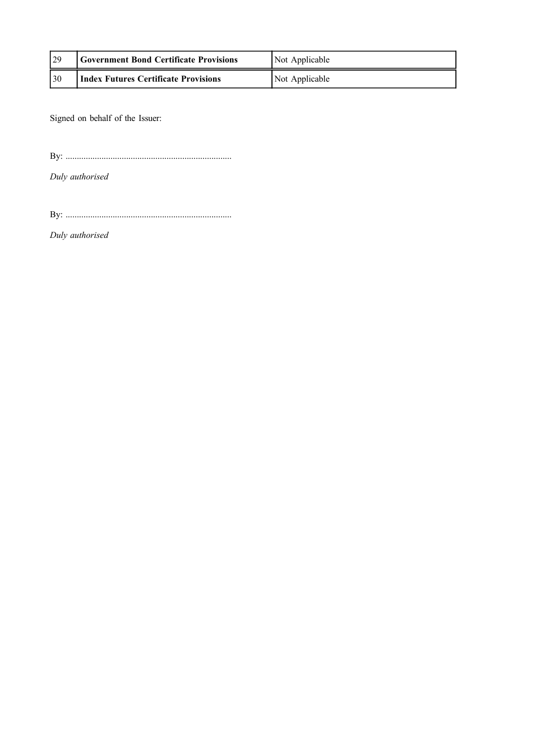| | | |
|---|---|---|
| 29 | **Government Bond Certificate Provisions** | Not Applicable |
| 30 | **Index Futures Certificate Provisions** | Not Applicable |

Signed on behalf of the Issuer:

By: ..........................................................................

*Duly authorised*

By: ..........................................................................

*Duly authorised*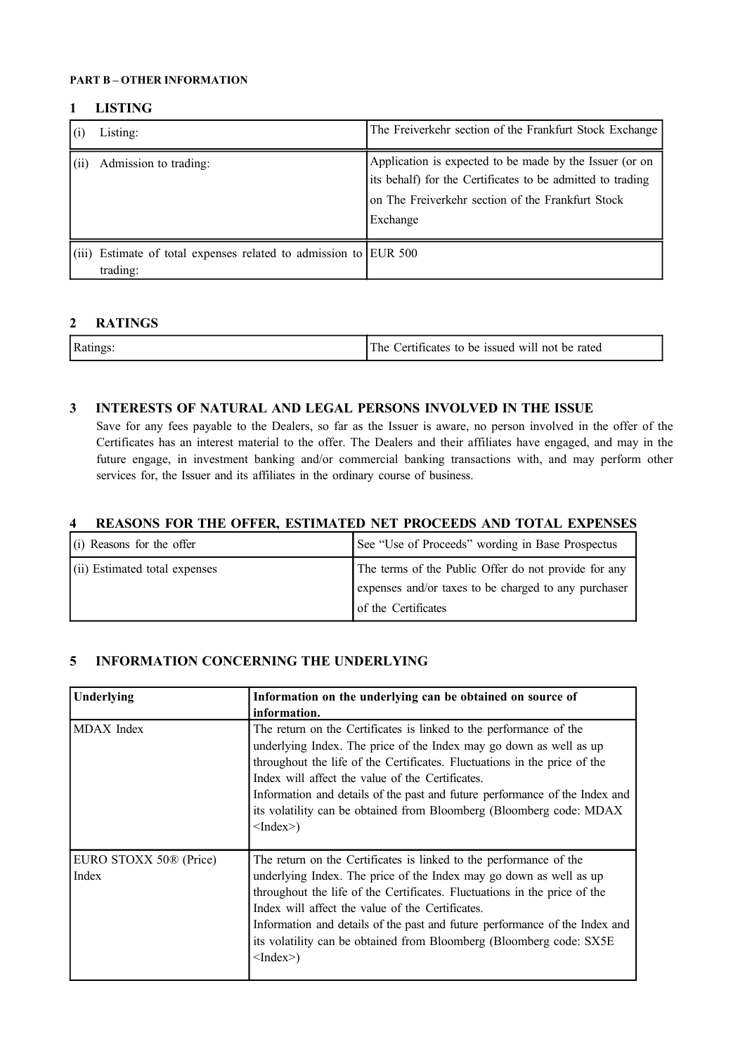**PART B – OTHER INFORMATION**

## 1 LISTING

| | |
|---|---|
| (i) Listing: | The Freiverkehr section of the Frankfurt Stock Exchange |
| (ii) Admission to trading: | Application is expected to be made by the Issuer (or on its behalf) for the Certificates to be admitted to trading on The Freiverkehr section of the Frankfurt Stock Exchange |
| (iii) Estimate of total expenses related to admission to trading: | EUR 500 |

## 2 RATINGS

| | |
|---|---|
| Ratings: | The Certificates to be issued will not be rated |

## 3 INTERESTS OF NATURAL AND LEGAL PERSONS INVOLVED IN THE ISSUE

Save for any fees payable to the Dealers, so far as the Issuer is aware, no person involved in the offer of the Certificates has an interest material to the offer. The Dealers and their affiliates have engaged, and may in the future engage, in investment banking and/or commercial banking transactions with, and may perform other services for, the Issuer and its affiliates in the ordinary course of business.

## 4 REASONS FOR THE OFFER, ESTIMATED NET PROCEEDS AND TOTAL EXPENSES

| | |
|---|---|
| (i) Reasons for the offer | See "Use of Proceeds" wording in Base Prospectus |
| (ii) Estimated total expenses | The terms of the Public Offer do not provide for any expenses and/or taxes to be charged to any purchaser of the Certificates |

## 5 INFORMATION CONCERNING THE UNDERLYING

| **Underlying** | **Information on the underlying can be obtained on source of information.** |
|---|---|
| MDAX Index | The return on the Certificates is linked to the performance of the underlying Index. The price of the Index may go down as well as up throughout the life of the Certificates. Fluctuations in the price of the Index will affect the value of the Certificates.<br>Information and details of the past and future performance of the Index and its volatility can be obtained from Bloomberg (Bloomberg code: MDAX <Index>) |
| EURO STOXX 50® (Price) Index | The return on the Certificates is linked to the performance of the underlying Index. The price of the Index may go down as well as up throughout the life of the Certificates. Fluctuations in the price of the Index will affect the value of the Certificates.<br>Information and details of the past and future performance of the Index and its volatility can be obtained from Bloomberg (Bloomberg code: SX5E <Index>) |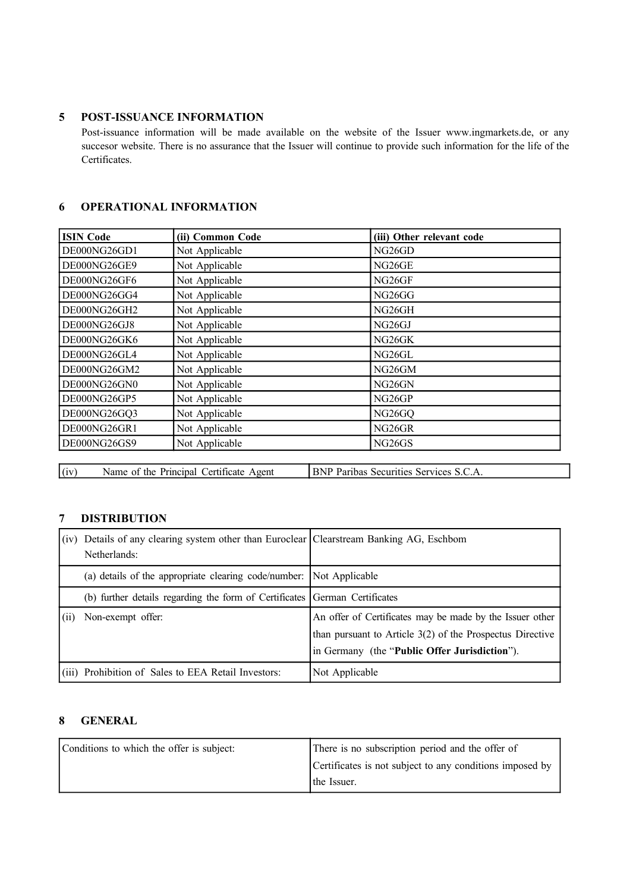## 5 POST-ISSUANCE INFORMATION

Post-issuance information will be made available on the website of the Issuer www.ingmarkets.de, or any succesor website. There is no assurance that the Issuer will continue to provide such information for the life of the Certificates.

## 6 OPERATIONAL INFORMATION

| ISIN Code | (ii) Common Code | (iii) Other relevant code |
|---|---|---|
| DE000NG26GD1 | Not Applicable | NG26GD |
| DE000NG26GE9 | Not Applicable | NG26GE |
| DE000NG26GF6 | Not Applicable | NG26GF |
| DE000NG26GG4 | Not Applicable | NG26GG |
| DE000NG26GH2 | Not Applicable | NG26GH |
| DE000NG26GJ8 | Not Applicable | NG26GJ |
| DE000NG26GK6 | Not Applicable | NG26GK |
| DE000NG26GL4 | Not Applicable | NG26GL |
| DE000NG26GM2 | Not Applicable | NG26GM |
| DE000NG26GN0 | Not Applicable | NG26GN |
| DE000NG26GP5 | Not Applicable | NG26GP |
| DE000NG26GQ3 | Not Applicable | NG26GQ |
| DE000NG26GR1 | Not Applicable | NG26GR |
| DE000NG26GS9 | Not Applicable | NG26GS |

| | |
|---|---|
| (iv) Name of the Principal Certificate Agent | BNP Paribas Securities Services S.C.A. |

## 7 DISTRIBUTION

| | |
|---|---|
| (iv) Details of any clearing system other than Euroclear Netherlands: | Clearstream Banking AG, Eschbom |
| (a) details of the appropriate clearing code/number: | Not Applicable |
| (b) further details regarding the form of Certificates | German Certificates |
| (ii) Non-exempt offer: | An offer of Certificates may be made by the Issuer other than pursuant to Article 3(2) of the Prospectus Directive in Germany (the "**Public Offer Jurisdiction**"). |
| (iii) Prohibition of Sales to EEA Retail Investors: | Not Applicable |

## 8 GENERAL

| | |
|---|---|
| Conditions to which the offer is subject: | There is no subscription period and the offer of Certificates is not subject to any conditions imposed by the Issuer. |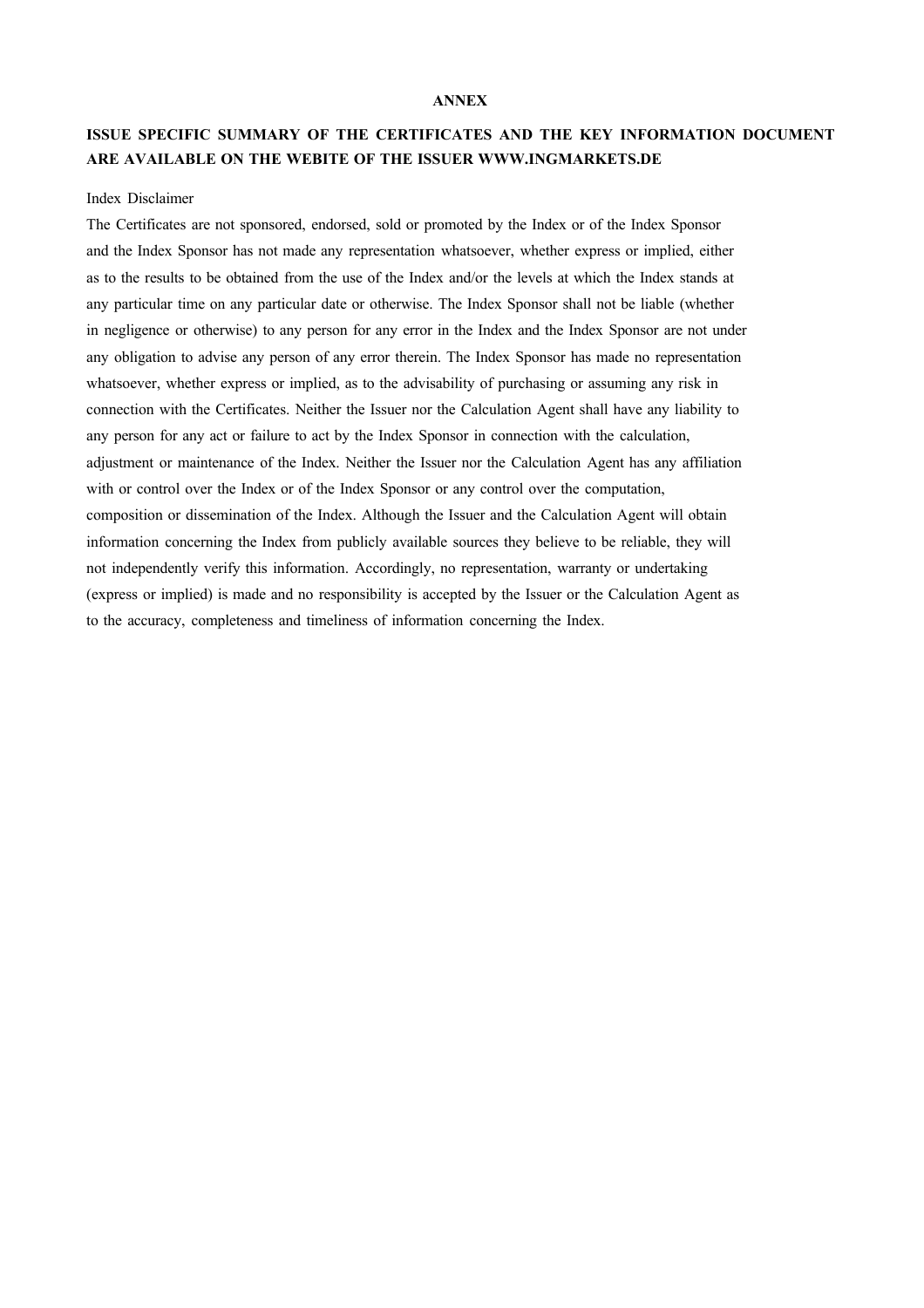# ANNEX

## ISSUE SPECIFIC SUMMARY OF THE CERTIFICATES AND THE KEY INFORMATION DOCUMENT ARE AVAILABLE ON THE WEBITE OF THE ISSUER WWW.INGMARKETS.DE

Index Disclaimer

The Certificates are not sponsored, endorsed, sold or promoted by the Index or of the Index Sponsor and the Index Sponsor has not made any representation whatsoever, whether express or implied, either as to the results to be obtained from the use of the Index and/or the levels at which the Index stands at any particular time on any particular date or otherwise. The Index Sponsor shall not be liable (whether in negligence or otherwise) to any person for any error in the Index and the Index Sponsor are not under any obligation to advise any person of any error therein. The Index Sponsor has made no representation whatsoever, whether express or implied, as to the advisability of purchasing or assuming any risk in connection with the Certificates. Neither the Issuer nor the Calculation Agent shall have any liability to any person for any act or failure to act by the Index Sponsor in connection with the calculation, adjustment or maintenance of the Index. Neither the Issuer nor the Calculation Agent has any affiliation with or control over the Index or of the Index Sponsor or any control over the computation, composition or dissemination of the Index. Although the Issuer and the Calculation Agent will obtain information concerning the Index from publicly available sources they believe to be reliable, they will not independently verify this information. Accordingly, no representation, warranty or undertaking (express or implied) is made and no responsibility is accepted by the Issuer or the Calculation Agent as to the accuracy, completeness and timeliness of information concerning the Index.